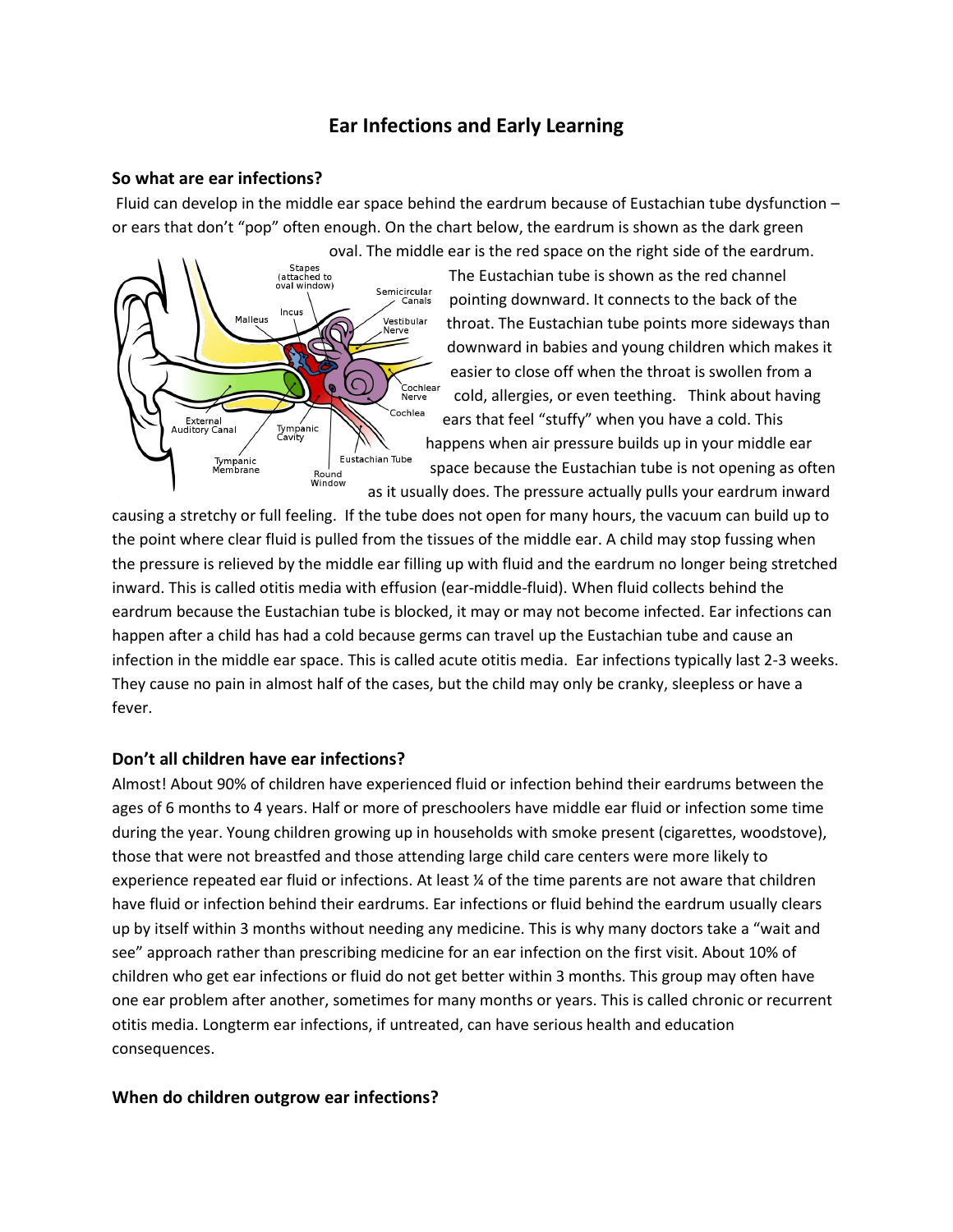# Ear Infections and Early Learning

## So what are ear infections?

Fluid can develop in the middle ear space behind the eardrum because of Eustachian tube dysfunction – or ears that don't "pop" often enough. On the chart below, the eardrum is shown as the dark green oval. The middle ear is the red space on the right side of the eardrum. The Eustachian tube is shown as the red channel pointing downward. It connects to the back of the throat. The Eustachian tube points more sideways than downward in babies and young children which makes it easier to close off when the throat is swollen from a cold, allergies, or even teething. Think about having ears that feel "stuffy" when you have a cold. This happens when air pressure builds up in your middle ear space because the Eustachian tube is not opening as often as it usually does. The pressure actually pulls your eardrum inward causing a stretchy or full feeling. If the tube does not open for many hours, the vacuum can build up to the point where clear fluid is pulled from the tissues of the middle ear. A child may stop fussing when the pressure is relieved by the middle ear filling up with fluid and the eardrum no longer being stretched inward. This is called otitis media with effusion (ear-middle-fluid). When fluid collects behind the eardrum because the Eustachian tube is blocked, it may or may not become infected. Ear infections can happen after a child has had a cold because germs can travel up the Eustachian tube and cause an infection in the middle ear space. This is called acute otitis media. Ear infections typically last 2-3 weeks. They cause no pain in almost half of the cases, but the child may only be cranky, sleepless or have a fever.

## Don't all children have ear infections?

Almost! About 90% of children have experienced fluid or infection behind their eardrums between the ages of 6 months to 4 years. Half or more of preschoolers have middle ear fluid or infection some time during the year. Young children growing up in households with smoke present (cigarettes, woodstove), those that were not breastfed and those attending large child care centers were more likely to experience repeated ear fluid or infections. At least ¼ of the time parents are not aware that children have fluid or infection behind their eardrums. Ear infections or fluid behind the eardrum usually clears up by itself within 3 months without needing any medicine. This is why many doctors take a "wait and see" approach rather than prescribing medicine for an ear infection on the first visit. About 10% of children who get ear infections or fluid do not get better within 3 months. This group may often have one ear problem after another, sometimes for many months or years. This is called chronic or recurrent otitis media. Longterm ear infections, if untreated, can have serious health and education consequences.

## When do children outgrow ear infections?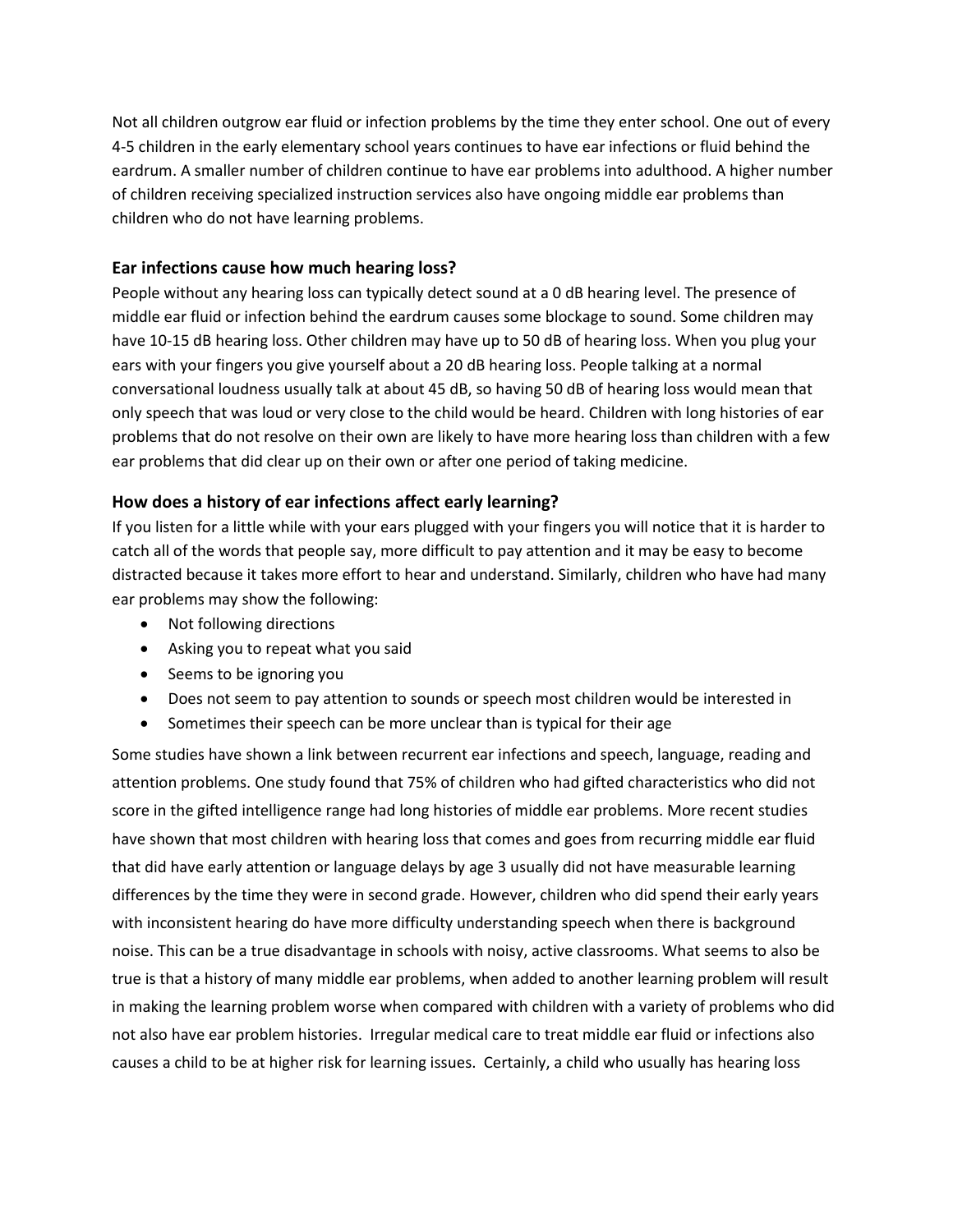Not all children outgrow ear fluid or infection problems by the time they enter school. One out of every 4-5 children in the early elementary school years continues to have ear infections or fluid behind the eardrum. A smaller number of children continue to have ear problems into adulthood. A higher number of children receiving specialized instruction services also have ongoing middle ear problems than children who do not have learning problems.

### Ear infections cause how much hearing loss?

People without any hearing loss can typically detect sound at a 0 dB hearing level. The presence of middle ear fluid or infection behind the eardrum causes some blockage to sound. Some children may have 10-15 dB hearing loss. Other children may have up to 50 dB of hearing loss. When you plug your ears with your fingers you give yourself about a 20 dB hearing loss. People talking at a normal conversational loudness usually talk at about 45 dB, so having 50 dB of hearing loss would mean that only speech that was loud or very close to the child would be heard. Children with long histories of ear problems that do not resolve on their own are likely to have more hearing loss than children with a few ear problems that did clear up on their own or after one period of taking medicine.

### How does a history of ear infections affect early learning?

If you listen for a little while with your ears plugged with your fingers you will notice that it is harder to catch all of the words that people say, more difficult to pay attention and it may be easy to become distracted because it takes more effort to hear and understand. Similarly, children who have had many ear problems may show the following:

- Not following directions
- Asking you to repeat what you said
- Seems to be ignoring you
- Does not seem to pay attention to sounds or speech most children would be interested in
- Sometimes their speech can be more unclear than is typical for their age

Some studies have shown a link between recurrent ear infections and speech, language, reading and attention problems. One study found that 75% of children who had gifted characteristics who did not score in the gifted intelligence range had long histories of middle ear problems. More recent studies have shown that most children with hearing loss that comes and goes from recurring middle ear fluid that did have early attention or language delays by age 3 usually did not have measurable learning differences by the time they were in second grade. However, children who did spend their early years with inconsistent hearing do have more difficulty understanding speech when there is background noise. This can be a true disadvantage in schools with noisy, active classrooms. What seems to also be true is that a history of many middle ear problems, when added to another learning problem will result in making the learning problem worse when compared with children with a variety of problems who did not also have ear problem histories. Irregular medical care to treat middle ear fluid or infections also causes a child to be at higher risk for learning issues. Certainly, a child who usually has hearing loss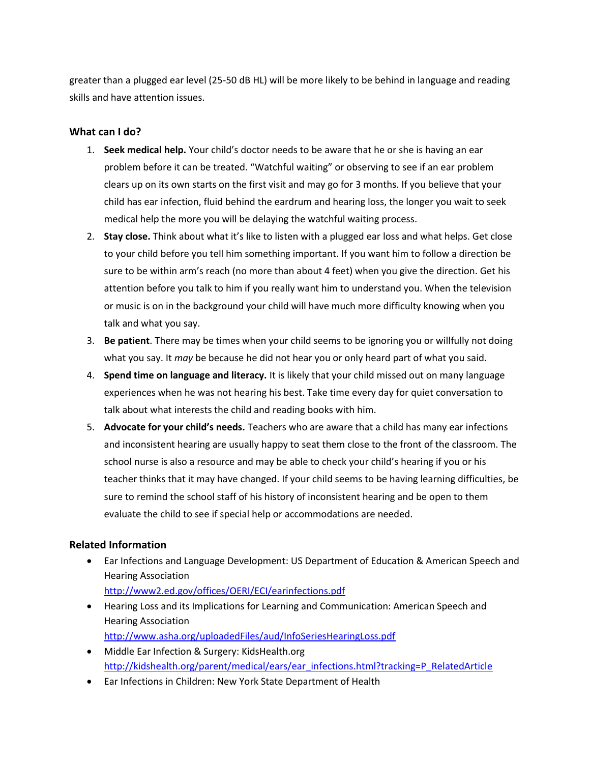greater than a plugged ear level (25-50 dB HL) will be more likely to be behind in language and reading skills and have attention issues.

### What can I do?

1. **Seek medical help.** Your child's doctor needs to be aware that he or she is having an ear problem before it can be treated. "Watchful waiting" or observing to see if an ear problem clears up on its own starts on the first visit and may go for 3 months. If you believe that your child has ear infection, fluid behind the eardrum and hearing loss, the longer you wait to seek medical help the more you will be delaying the watchful waiting process.
2. **Stay close.** Think about what it's like to listen with a plugged ear loss and what helps. Get close to your child before you tell him something important. If you want him to follow a direction be sure to be within arm's reach (no more than about 4 feet) when you give the direction. Get his attention before you talk to him if you really want him to understand you. When the television or music is on in the background your child will have much more difficulty knowing when you talk and what you say.
3. **Be patient**. There may be times when your child seems to be ignoring you or willfully not doing what you say. It *may* be because he did not hear you or only heard part of what you said.
4. **Spend time on language and literacy.** It is likely that your child missed out on many language experiences when he was not hearing his best. Take time every day for quiet conversation to talk about what interests the child and reading books with him.
5. **Advocate for your child's needs.** Teachers who are aware that a child has many ear infections and inconsistent hearing are usually happy to seat them close to the front of the classroom. The school nurse is also a resource and may be able to check your child's hearing if you or his teacher thinks that it may have changed. If your child seems to be having learning difficulties, be sure to remind the school staff of his history of inconsistent hearing and be open to them evaluate the child to see if special help or accommodations are needed.

### Related Information

- Ear Infections and Language Development: US Department of Education & American Speech and Hearing Association
  http://www2.ed.gov/offices/OERI/ECI/earinfections.pdf
- Hearing Loss and its Implications for Learning and Communication: American Speech and Hearing Association
  http://www.asha.org/uploadedFiles/aud/InfoSeriesHearingLoss.pdf
- Middle Ear Infection & Surgery: KidsHealth.org
  http://kidshealth.org/parent/medical/ears/ear_infections.html?tracking=P_RelatedArticle
- Ear Infections in Children: New York State Department of Health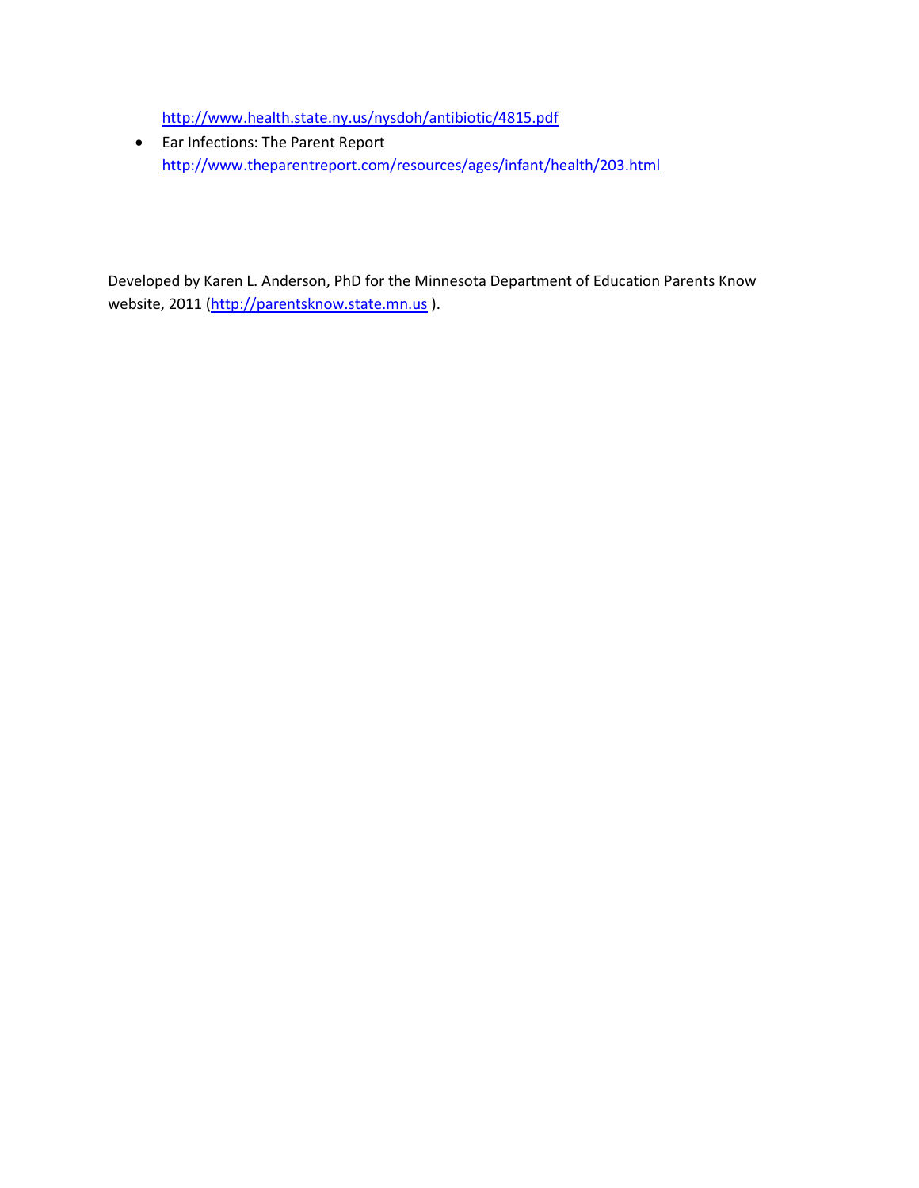http://www.health.state.ny.us/nysdoh/antibiotic/4815.pdf

- Ear Infections: The Parent Report
  http://www.theparentreport.com/resources/ages/infant/health/203.html

Developed by Karen L. Anderson, PhD for the Minnesota Department of Education Parents Know website, 2011 (http://parentsknow.state.mn.us ).